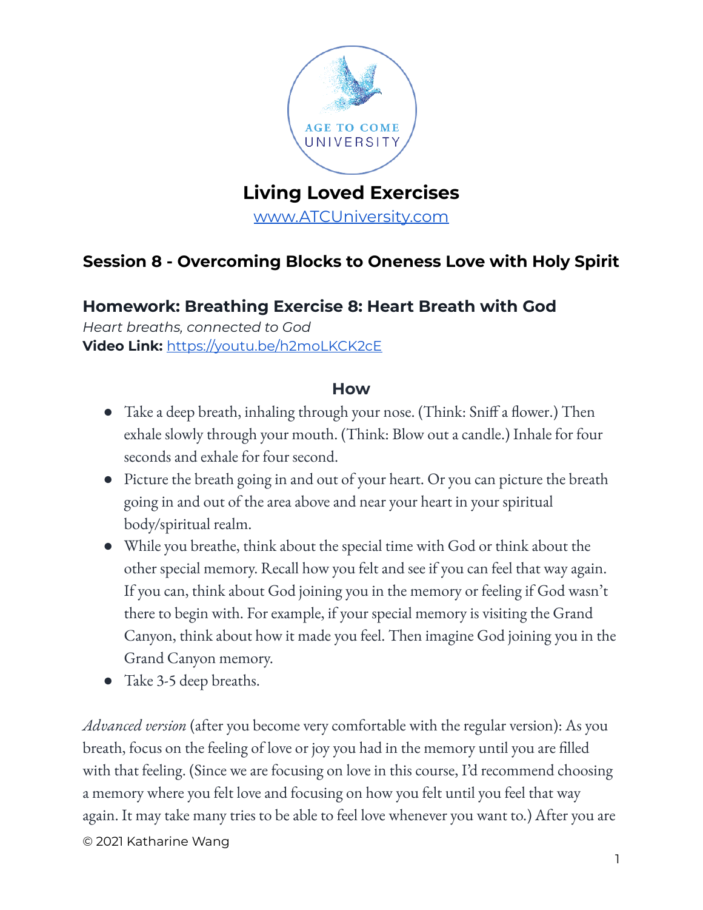AGE TO COME UNIVERSITY

# Living Loved Exercises

[www.ATCUniversity.com](www.ATCUniversity.com)

## Session 8 - Overcoming Blocks to Oneness Love with Holy Spirit

### Homework: Breathing Exercise 8: Heart Breath with God

*Heart breaths, connected to God*

**Video Link:** [https://youtu.be/h2moLKCK2cE](https://youtu.be/h2moLKCK2cE)

#### How

- Take a deep breath, inhaling through your nose. (Think: Sniff a flower.) Then exhale slowly through your mouth. (Think: Blow out a candle.) Inhale for four seconds and exhale for four second.
- Picture the breath going in and out of your heart. Or you can picture the breath going in and out of the area above and near your heart in your spiritual body/spiritual realm.
- While you breathe, think about the special time with God or think about the other special memory. Recall how you felt and see if you can feel that way again. If you can, think about God joining you in the memory or feeling if God wasn't there to begin with. For example, if your special memory is visiting the Grand Canyon, think about how it made you feel. Then imagine God joining you in the Grand Canyon memory.
- Take 3-5 deep breaths.

*Advanced version* (after you become very comfortable with the regular version): As you breath, focus on the feeling of love or joy you had in the memory until you are filled with that feeling. (Since we are focusing on love in this course, I'd recommend choosing a memory where you felt love and focusing on how you felt until you feel that way again. It may take many tries to be able to feel love whenever you want to.) After you are

© 2021 Katharine Wang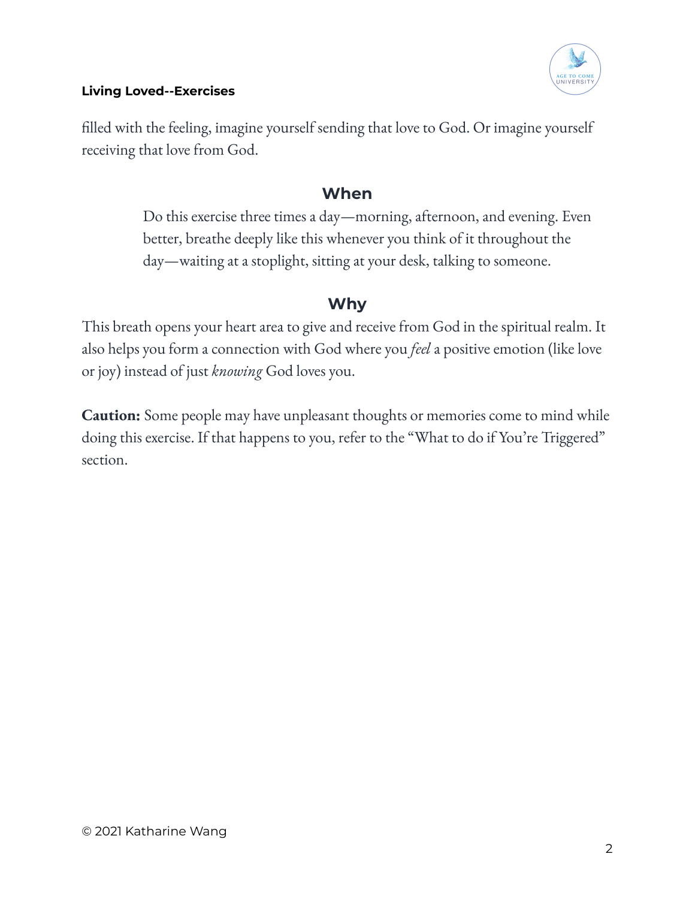filled with the feeling, imagine yourself sending that love to God. Or imagine yourself receiving that love from God.

## When

Do this exercise three times a day—morning, afternoon, and evening. Even better, breathe deeply like this whenever you think of it throughout the day—waiting at a stoplight, sitting at your desk, talking to someone.

## Why

This breath opens your heart area to give and receive from God in the spiritual realm. It also helps you form a connection with God where you *feel* a positive emotion (like love or joy) instead of just *knowing* God loves you.

**Caution:** Some people may have unpleasant thoughts or memories come to mind while doing this exercise. If that happens to you, refer to the "What to do if You're Triggered" section.